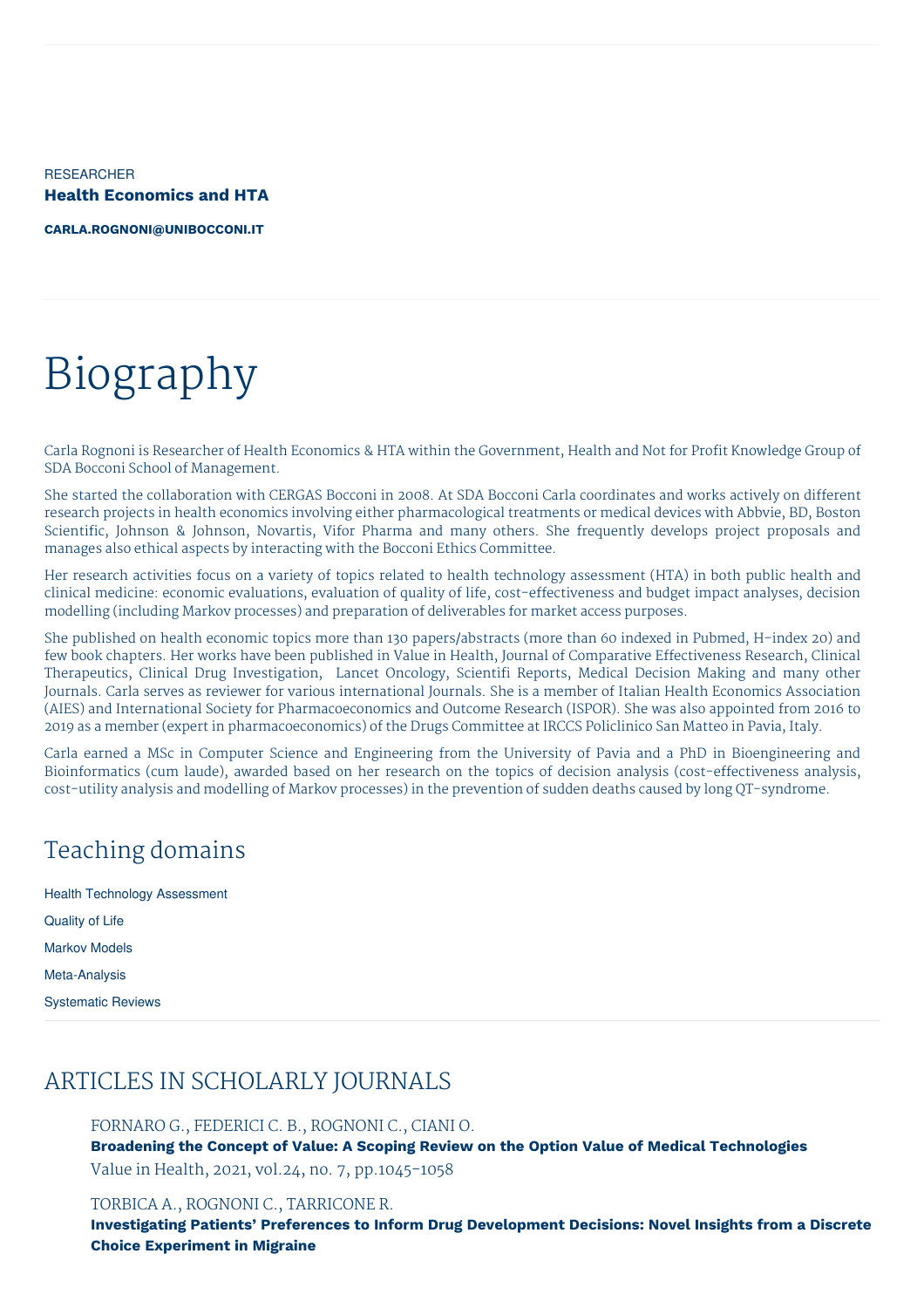RESEARCHER

**Health Economics and HTA**

**CARLA.ROGNONI@UNIBOCCONI.IT**

# Biography

Carla Rognoni is Researcher of Health Economics & HTA within the Government, Health and Not for Profit Knowledge Group of SDA Bocconi School of Management.

She started the collaboration with CERGAS Bocconi in 2008. At SDA Bocconi Carla coordinates and works actively on different research projects in health economics involving either pharmacological treatments or medical devices with Abbvie, BD, Boston Scientific, Johnson & Johnson, Novartis, Vifor Pharma and many others. She frequently develops project proposals and manages also ethical aspects by interacting with the Bocconi Ethics Committee.

Her research activities focus on a variety of topics related to health technology assessment (HTA) in both public health and clinical medicine: economic evaluations, evaluation of quality of life, cost-effectiveness and budget impact analyses, decision modelling (including Markov processes) and preparation of deliverables for market access purposes.

She published on health economic topics more than 130 papers/abstracts (more than 60 indexed in Pubmed, H-index 20) and few book chapters. Her works have been published in Value in Health, Journal of Comparative Effectiveness Research, Clinical Therapeutics, Clinical Drug Investigation, Lancet Oncology, Scientifi Reports, Medical Decision Making and many other Journals. Carla serves as reviewer for various international Journals. She is a member of Italian Health Economics Association (AIES) and International Society for Pharmacoeconomics and Outcome Research (ISPOR). She was also appointed from 2016 to 2019 as a member (expert in pharmacoeconomics) of the Drugs Committee at IRCCS Policlinico San Matteo in Pavia, Italy.

Carla earned a MSc in Computer Science and Engineering from the University of Pavia and a PhD in Bioengineering and Bioinformatics (cum laude), awarded based on her research on the topics of decision analysis (cost-effectiveness analysis, cost-utility analysis and modelling of Markov processes) in the prevention of sudden deaths caused by long QT-syndrome.

## Teaching domains

Health Technology Assessment

Quality of Life

Markov Models

Meta-Analysis

Systematic Reviews

## ARTICLES IN SCHOLARLY JOURNALS

FORNARO G., FEDERICI C. B., ROGNONI C., CIANI O.
**Broadening the Concept of Value: A Scoping Review on the Option Value of Medical Technologies**
Value in Health, 2021, vol.24, no. 7, pp.1045-1058

TORBICA A., ROGNONI C., TARRICONE R.
**Investigating Patients' Preferences to Inform Drug Development Decisions: Novel Insights from a Discrete Choice Experiment in Migraine**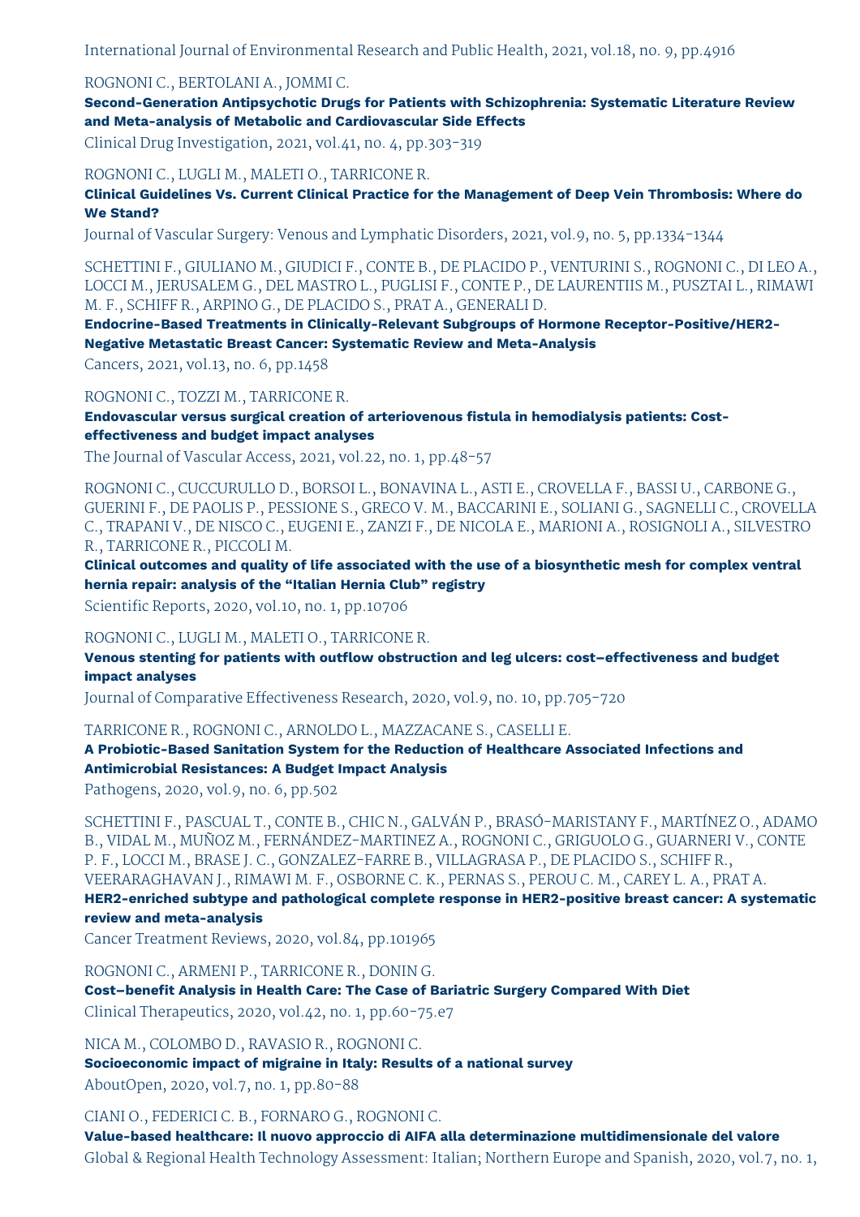International Journal of Environmental Research and Public Health, 2021, vol.18, no. 9, pp.4916

ROGNONI C., BERTOLANI A., JOMMI C.

**Second-Generation Antipsychotic Drugs for Patients with Schizophrenia: Systematic Literature Review and Meta-analysis of Metabolic and Cardiovascular Side Effects**

Clinical Drug Investigation, 2021, vol.41, no. 4, pp.303-319

ROGNONI C., LUGLI M., MALETI O., TARRICONE R.

**Clinical Guidelines Vs. Current Clinical Practice for the Management of Deep Vein Thrombosis: Where do We Stand?**

Journal of Vascular Surgery: Venous and Lymphatic Disorders, 2021, vol.9, no. 5, pp.1334-1344

SCHETTINI F., GIULIANO M., GIUDICI F., CONTE B., DE PLACIDO P., VENTURINI S., ROGNONI C., DI LEO A., LOCCI M., JERUSALEM G., DEL MASTRO L., PUGLISI F., CONTE P., DE LAURENTIIS M., PUSZTAI L., RIMAWI M. F., SCHIFF R., ARPINO G., DE PLACIDO S., PRAT A., GENERALI D.

**Endocrine-Based Treatments in Clinically-Relevant Subgroups of Hormone Receptor-Positive/HER2-Negative Metastatic Breast Cancer: Systematic Review and Meta-Analysis**

Cancers, 2021, vol.13, no. 6, pp.1458

ROGNONI C., TOZZI M., TARRICONE R.

**Endovascular versus surgical creation of arteriovenous fistula in hemodialysis patients: Cost-effectiveness and budget impact analyses**

The Journal of Vascular Access, 2021, vol.22, no. 1, pp.48-57

ROGNONI C., CUCCURULLO D., BORSOI L., BONAVINA L., ASTI E., CROVELLA F., BASSI U., CARBONE G., GUERINI F., DE PAOLIS P., PESSIONE S., GRECO V. M., BACCARINI E., SOLIANI G., SAGNELLI C., CROVELLA C., TRAPANI V., DE NISCO C., EUGENI E., ZANZI F., DE NICOLA E., MARIONI A., ROSIGNOLI A., SILVESTRO R., TARRICONE R., PICCOLI M.

**Clinical outcomes and quality of life associated with the use of a biosynthetic mesh for complex ventral hernia repair: analysis of the "Italian Hernia Club" registry**

Scientific Reports, 2020, vol.10, no. 1, pp.10706

ROGNONI C., LUGLI M., MALETI O., TARRICONE R.

**Venous stenting for patients with outflow obstruction and leg ulcers: cost–effectiveness and budget impact analyses**

Journal of Comparative Effectiveness Research, 2020, vol.9, no. 10, pp.705-720

TARRICONE R., ROGNONI C., ARNOLDO L., MAZZACANE S., CASELLI E.

**A Probiotic-Based Sanitation System for the Reduction of Healthcare Associated Infections and Antimicrobial Resistances: A Budget Impact Analysis**

Pathogens, 2020, vol.9, no. 6, pp.502

SCHETTINI F., PASCUAL T., CONTE B., CHIC N., GALVÁN P., BRASÓ-MARISTANY F., MARTÍNEZ O., ADAMO B., VIDAL M., MUÑOZ M., FERNÁNDEZ-MARTINEZ A., ROGNONI C., GRIGUOLO G., GUARNERI V., CONTE P. F., LOCCI M., BRASE J. C., GONZALEZ-FARRE B., VILLAGRASA P., DE PLACIDO S., SCHIFF R., VEERARAGHAVAN J., RIMAWI M. F., OSBORNE C. K., PERNAS S., PEROU C. M., CAREY L. A., PRAT A.

**HER2-enriched subtype and pathological complete response in HER2-positive breast cancer: A systematic review and meta-analysis**

Cancer Treatment Reviews, 2020, vol.84, pp.101965

ROGNONI C., ARMENI P., TARRICONE R., DONIN G.

**Cost–benefit Analysis in Health Care: The Case of Bariatric Surgery Compared With Diet**

Clinical Therapeutics, 2020, vol.42, no. 1, pp.60-75.e7

NICA M., COLOMBO D., RAVASIO R., ROGNONI C.

**Socioeconomic impact of migraine in Italy: Results of a national survey**

AboutOpen, 2020, vol.7, no. 1, pp.80-88

CIANI O., FEDERICI C. B., FORNARO G., ROGNONI C.

**Value-based healthcare: Il nuovo approccio di AIFA alla determinazione multidimensionale del valore**

Global & Regional Health Technology Assessment: Italian; Northern Europe and Spanish, 2020, vol.7, no. 1,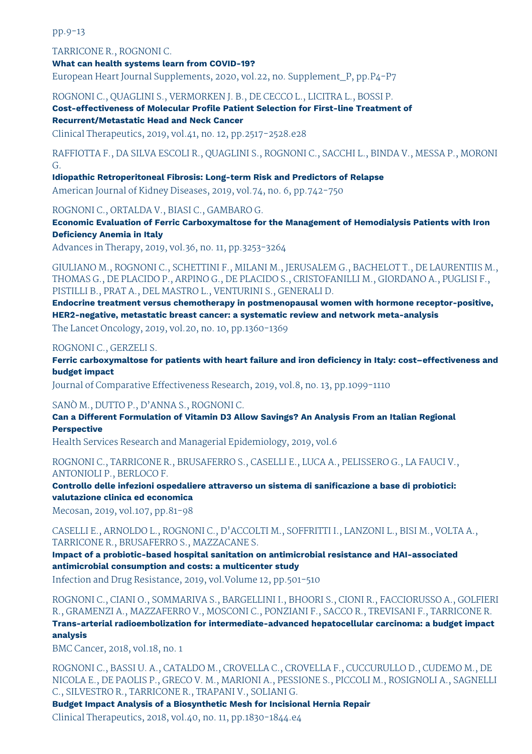pp.9-13

TARRICONE R., ROGNONI C.
**What can health systems learn from COVID-19?**
European Heart Journal Supplements, 2020, vol.22, no. Supplement_P, pp.P4-P7

ROGNONI C., QUAGLINI S., VERMORKEN J. B., DE CECCO L., LICITRA L., BOSSI P.
**Cost-effectiveness of Molecular Profile Patient Selection for First-line Treatment of Recurrent/Metastatic Head and Neck Cancer**
Clinical Therapeutics, 2019, vol.41, no. 12, pp.2517-2528.e28

RAFFIOTTA F., DA SILVA ESCOLI R., QUAGLINI S., ROGNONI C., SACCHI L., BINDA V., MESSA P., MORONI G.
**Idiopathic Retroperitoneal Fibrosis: Long-term Risk and Predictors of Relapse**
American Journal of Kidney Diseases, 2019, vol.74, no. 6, pp.742-750

ROGNONI C., ORTALDA V., BIASI C., GAMBARO G.
**Economic Evaluation of Ferric Carboxymaltose for the Management of Hemodialysis Patients with Iron Deficiency Anemia in Italy**
Advances in Therapy, 2019, vol.36, no. 11, pp.3253-3264

GIULIANO M., ROGNONI C., SCHETTINI F., MILANI M., JERUSALEM G., BACHELOT T., DE LAURENTIIS M., THOMAS G., DE PLACIDO P., ARPINO G., DE PLACIDO S., CRISTOFANILLI M., GIORDANO A., PUGLISI F., PISTILLI B., PRAT A., DEL MASTRO L., VENTURINI S., GENERALI D.
**Endocrine treatment versus chemotherapy in postmenopausal women with hormone receptor-positive, HER2-negative, metastatic breast cancer: a systematic review and network meta-analysis**
The Lancet Oncology, 2019, vol.20, no. 10, pp.1360-1369

ROGNONI C., GERZELI S.
**Ferric carboxymaltose for patients with heart failure and iron deficiency in Italy: cost–effectiveness and budget impact**
Journal of Comparative Effectiveness Research, 2019, vol.8, no. 13, pp.1099-1110

SANÒ M., DUTTO P., D'ANNA S., ROGNONI C.
**Can a Different Formulation of Vitamin D3 Allow Savings? An Analysis From an Italian Regional Perspective**
Health Services Research and Managerial Epidemiology, 2019, vol.6

ROGNONI C., TARRICONE R., BRUSAFERRO S., CASELLI E., LUCA A., PELISSERO G., LA FAUCI V., ANTONIOLI P., BERLOCO F.
**Controllo delle infezioni ospedaliere attraverso un sistema di sanificazione a base di probiotici: valutazione clinica ed economica**
Mecosan, 2019, vol.107, pp.81-98

CASELLI E., ARNOLDO L., ROGNONI C., D'ACCOLTI M., SOFFRITTI I., LANZONI L., BISI M., VOLTA A., TARRICONE R., BRUSAFERRO S., MAZZACANE S.
**Impact of a probiotic-based hospital sanitation on antimicrobial resistance and HAI-associated antimicrobial consumption and costs: a multicenter study**
Infection and Drug Resistance, 2019, vol.Volume 12, pp.501-510

ROGNONI C., CIANI O., SOMMARIVA S., BARGELLINI I., BHOORI S., CIONI R., FACCIORUSSO A., GOLFIERI R., GRAMENZI A., MAZZAFERRO V., MOSCONI C., PONZIANI F., SACCO R., TREVISANI F., TARRICONE R.
**Trans-arterial radioembolization for intermediate-advanced hepatocellular carcinoma: a budget impact analysis**
BMC Cancer, 2018, vol.18, no. 1

ROGNONI C., BASSI U. A., CATALDO M., CROVELLA C., CROVELLA F., CUCCURULLO D., CUDEMO M., DE NICOLA E., DE PAOLIS P., GRECO V. M., MARIONI A., PESSIONE S., PICCOLI M., ROSIGNOLI A., SAGNELLI C., SILVESTRO R., TARRICONE R., TRAPANI V., SOLIANI G.
**Budget Impact Analysis of a Biosynthetic Mesh for Incisional Hernia Repair**
Clinical Therapeutics, 2018, vol.40, no. 11, pp.1830-1844.e4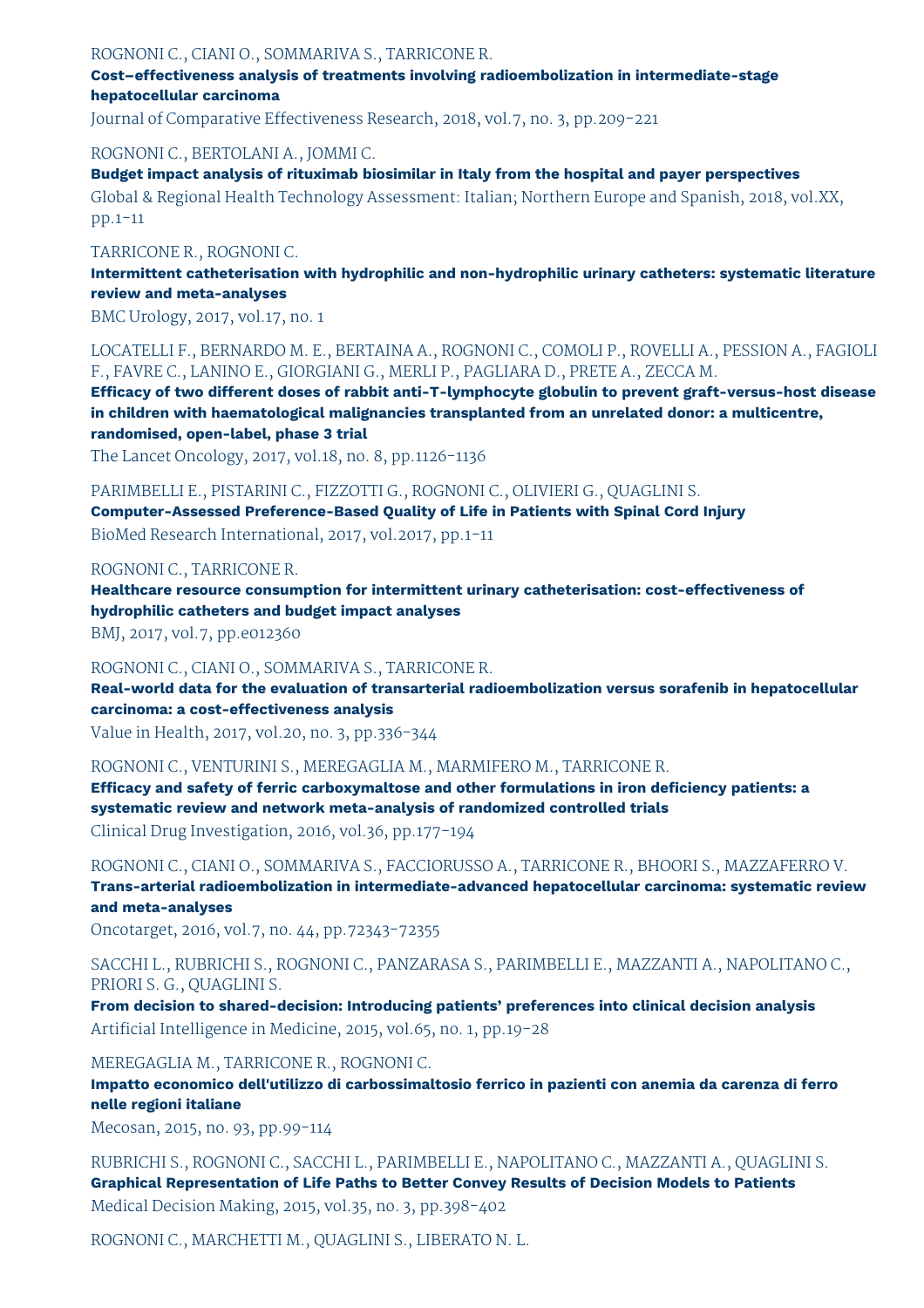ROGNONI C., CIANI O., SOMMARIVA S., TARRICONE R.
**Cost–effectiveness analysis of treatments involving radioembolization in intermediate-stage hepatocellular carcinoma**
Journal of Comparative Effectiveness Research, 2018, vol.7, no. 3, pp.209-221

ROGNONI C., BERTOLANI A., JOMMI C.
**Budget impact analysis of rituximab biosimilar in Italy from the hospital and payer perspectives**
Global & Regional Health Technology Assessment: Italian; Northern Europe and Spanish, 2018, vol.XX, pp.1-11

TARRICONE R., ROGNONI C.
**Intermittent catheterisation with hydrophilic and non-hydrophilic urinary catheters: systematic literature review and meta-analyses**
BMC Urology, 2017, vol.17, no. 1

LOCATELLI F., BERNARDO M. E., BERTAINA A., ROGNONI C., COMOLI P., ROVELLI A., PESSION A., FAGIOLI F., FAVRE C., LANINO E., GIORGIANI G., MERLI P., PAGLIARA D., PRETE A., ZECCA M.
**Efficacy of two different doses of rabbit anti-T-lymphocyte globulin to prevent graft-versus-host disease in children with haematological malignancies transplanted from an unrelated donor: a multicentre, randomised, open-label, phase 3 trial**
The Lancet Oncology, 2017, vol.18, no. 8, pp.1126-1136

PARIMBELLI E., PISTARINI C., FIZZOTTI G., ROGNONI C., OLIVIERI G., QUAGLINI S.
**Computer-Assessed Preference-Based Quality of Life in Patients with Spinal Cord Injury**
BioMed Research International, 2017, vol.2017, pp.1-11

ROGNONI C., TARRICONE R.
**Healthcare resource consumption for intermittent urinary catheterisation: cost-effectiveness of hydrophilic catheters and budget impact analyses**
BMJ, 2017, vol.7, pp.e012360

ROGNONI C., CIANI O., SOMMARIVA S., TARRICONE R.
**Real-world data for the evaluation of transarterial radioembolization versus sorafenib in hepatocellular carcinoma: a cost-effectiveness analysis**
Value in Health, 2017, vol.20, no. 3, pp.336-344

ROGNONI C., VENTURINI S., MEREGAGLIA M., MARMIFERO M., TARRICONE R.
**Efficacy and safety of ferric carboxymaltose and other formulations in iron deficiency patients: a systematic review and network meta-analysis of randomized controlled trials**
Clinical Drug Investigation, 2016, vol.36, pp.177-194

ROGNONI C., CIANI O., SOMMARIVA S., FACCIORUSSO A., TARRICONE R., BHOORI S., MAZZAFERRO V.
**Trans-arterial radioembolization in intermediate-advanced hepatocellular carcinoma: systematic review and meta-analyses**
Oncotarget, 2016, vol.7, no. 44, pp.72343-72355

SACCHI L., RUBRICHI S., ROGNONI C., PANZARASA S., PARIMBELLI E., MAZZANTI A., NAPOLITANO C., PRIORI S. G., QUAGLINI S.
**From decision to shared-decision: Introducing patients' preferences into clinical decision analysis**
Artificial Intelligence in Medicine, 2015, vol.65, no. 1, pp.19-28

MEREGAGLIA M., TARRICONE R., ROGNONI C.
**Impatto economico dell'utilizzo di carbossimaltosio ferrico in pazienti con anemia da carenza di ferro nelle regioni italiane**
Mecosan, 2015, no. 93, pp.99-114

RUBRICHI S., ROGNONI C., SACCHI L., PARIMBELLI E., NAPOLITANO C., MAZZANTI A., QUAGLINI S.
**Graphical Representation of Life Paths to Better Convey Results of Decision Models to Patients**
Medical Decision Making, 2015, vol.35, no. 3, pp.398-402

ROGNONI C., MARCHETTI M., QUAGLINI S., LIBERATO N. L.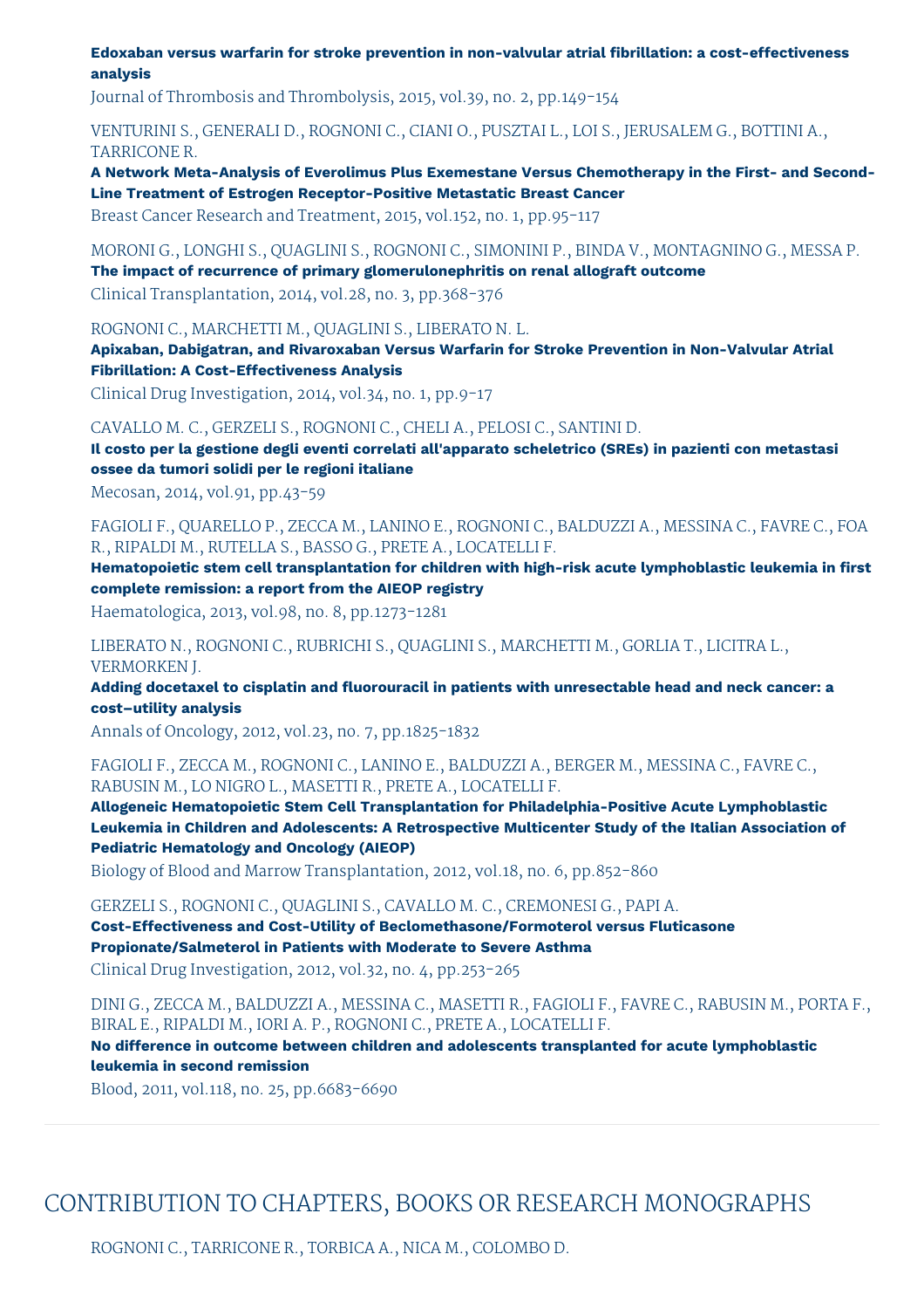**Edoxaban versus warfarin for stroke prevention in non-valvular atrial fibrillation: a cost-effectiveness analysis**
Journal of Thrombosis and Thrombolysis, 2015, vol.39, no. 2, pp.149-154

VENTURINI S., GENERALI D., ROGNONI C., CIANI O., PUSZTAI L., LOI S., JERUSALEM G., BOTTINI A., TARRICONE R.
**A Network Meta-Analysis of Everolimus Plus Exemestane Versus Chemotherapy in the First- and Second-Line Treatment of Estrogen Receptor-Positive Metastatic Breast Cancer**
Breast Cancer Research and Treatment, 2015, vol.152, no. 1, pp.95-117

MORONI G., LONGHI S., QUAGLINI S., ROGNONI C., SIMONINI P., BINDA V., MONTAGNINO G., MESSA P.
**The impact of recurrence of primary glomerulonephritis on renal allograft outcome**
Clinical Transplantation, 2014, vol.28, no. 3, pp.368-376

ROGNONI C., MARCHETTI M., QUAGLINI S., LIBERATO N. L.
**Apixaban, Dabigatran, and Rivaroxaban Versus Warfarin for Stroke Prevention in Non-Valvular Atrial Fibrillation: A Cost-Effectiveness Analysis**
Clinical Drug Investigation, 2014, vol.34, no. 1, pp.9-17

CAVALLO M. C., GERZELI S., ROGNONI C., CHELI A., PELOSI C., SANTINI D.
**Il costo per la gestione degli eventi correlati all'apparato scheletrico (SREs) in pazienti con metastasi ossee da tumori solidi per le regioni italiane**
Mecosan, 2014, vol.91, pp.43-59

FAGIOLI F., QUARELLO P., ZECCA M., LANINO E., ROGNONI C., BALDUZZI A., MESSINA C., FAVRE C., FOA R., RIPALDI M., RUTELLA S., BASSO G., PRETE A., LOCATELLI F.
**Hematopoietic stem cell transplantation for children with high-risk acute lymphoblastic leukemia in first complete remission: a report from the AIEOP registry**
Haematologica, 2013, vol.98, no. 8, pp.1273-1281

LIBERATO N., ROGNONI C., RUBRICHI S., QUAGLINI S., MARCHETTI M., GORLIA T., LICITRA L., VERMORKEN J.
**Adding docetaxel to cisplatin and fluorouracil in patients with unresectable head and neck cancer: a cost–utility analysis**
Annals of Oncology, 2012, vol.23, no. 7, pp.1825-1832

FAGIOLI F., ZECCA M., ROGNONI C., LANINO E., BALDUZZI A., BERGER M., MESSINA C., FAVRE C., RABUSIN M., LO NIGRO L., MASETTI R., PRETE A., LOCATELLI F.
**Allogeneic Hematopoietic Stem Cell Transplantation for Philadelphia-Positive Acute Lymphoblastic Leukemia in Children and Adolescents: A Retrospective Multicenter Study of the Italian Association of Pediatric Hematology and Oncology (AIEOP)**
Biology of Blood and Marrow Transplantation, 2012, vol.18, no. 6, pp.852-860

GERZELI S., ROGNONI C., QUAGLINI S., CAVALLO M. C., CREMONESI G., PAPI A.
**Cost-Effectiveness and Cost-Utility of Beclomethasone/Formoterol versus Fluticasone Propionate/Salmeterol in Patients with Moderate to Severe Asthma**
Clinical Drug Investigation, 2012, vol.32, no. 4, pp.253-265

DINI G., ZECCA M., BALDUZZI A., MESSINA C., MASETTI R., FAGIOLI F., FAVRE C., RABUSIN M., PORTA F., BIRAL E., RIPALDI M., IORI A. P., ROGNONI C., PRETE A., LOCATELLI F.
**No difference in outcome between children and adolescents transplanted for acute lymphoblastic leukemia in second remission**
Blood, 2011, vol.118, no. 25, pp.6683-6690

## CONTRIBUTION TO CHAPTERS, BOOKS OR RESEARCH MONOGRAPHS

ROGNONI C., TARRICONE R., TORBICA A., NICA M., COLOMBO D.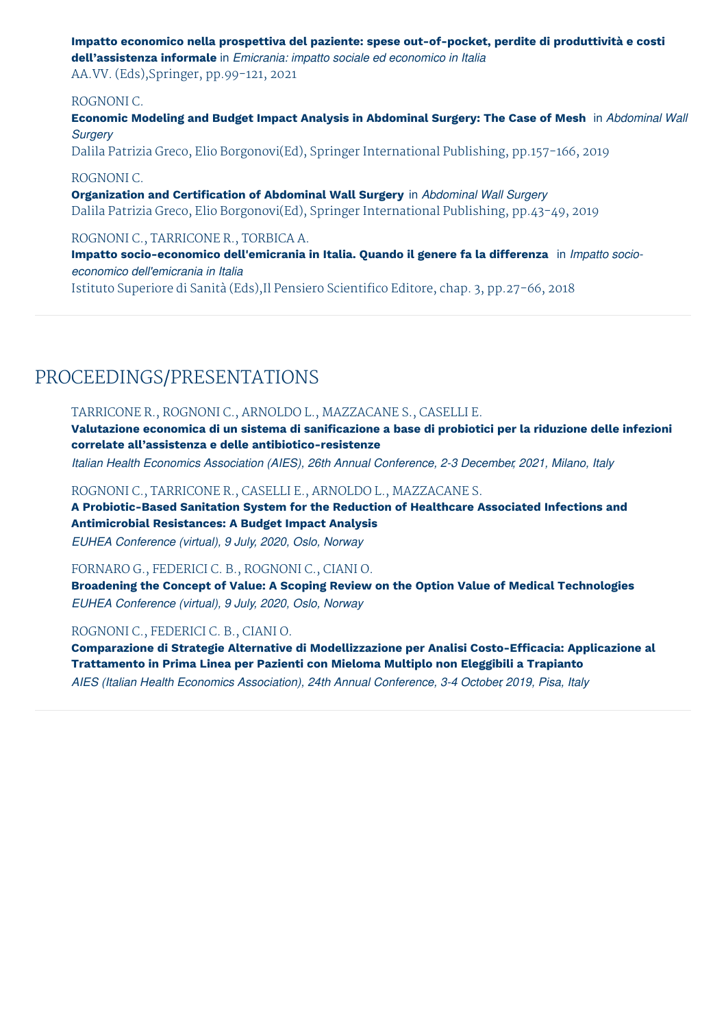**Impatto economico nella prospettiva del paziente: spese out-of-pocket, perdite di produttività e costi dell'assistenza informale** in *Emicrania: impatto sociale ed economico in Italia*
AA.VV. (Eds),Springer, pp.99-121, 2021

ROGNONI C.
**Economic Modeling and Budget Impact Analysis in Abdominal Surgery: The Case of Mesh** in *Abdominal Wall Surgery*
Dalila Patrizia Greco, Elio Borgonovi(Ed), Springer International Publishing, pp.157-166, 2019

ROGNONI C.
**Organization and Certification of Abdominal Wall Surgery** in *Abdominal Wall Surgery*
Dalila Patrizia Greco, Elio Borgonovi(Ed), Springer International Publishing, pp.43-49, 2019

ROGNONI C., TARRICONE R., TORBICA A.
**Impatto socio-economico dell'emicrania in Italia. Quando il genere fa la differenza** in *Impatto socio-economico dell'emicrania in Italia*
Istituto Superiore di Sanità (Eds),Il Pensiero Scientifico Editore, chap. 3, pp.27-66, 2018

## PROCEEDINGS/PRESENTATIONS

TARRICONE R., ROGNONI C., ARNOLDO L., MAZZACANE S., CASELLI E.
**Valutazione economica di un sistema di sanificazione a base di probiotici per la riduzione delle infezioni correlate all'assistenza e delle antibiotico-resistenze**
*Italian Health Economics Association (AIES), 26th Annual Conference, 2-3 December, 2021, Milano, Italy*

ROGNONI C., TARRICONE R., CASELLI E., ARNOLDO L., MAZZACANE S.
**A Probiotic-Based Sanitation System for the Reduction of Healthcare Associated Infections and Antimicrobial Resistances: A Budget Impact Analysis**
*EUHEA Conference (virtual), 9 July, 2020, Oslo, Norway*

FORNARO G., FEDERICI C. B., ROGNONI C., CIANI O.
**Broadening the Concept of Value: A Scoping Review on the Option Value of Medical Technologies**
*EUHEA Conference (virtual), 9 July, 2020, Oslo, Norway*

ROGNONI C., FEDERICI C. B., CIANI O.
**Comparazione di Strategie Alternative di Modellizzazione per Analisi Costo-Efficacia: Applicazione al Trattamento in Prima Linea per Pazienti con Mieloma Multiplo non Eleggibili a Trapianto**
*AIES (Italian Health Economics Association), 24th Annual Conference, 3-4 October, 2019, Pisa, Italy*